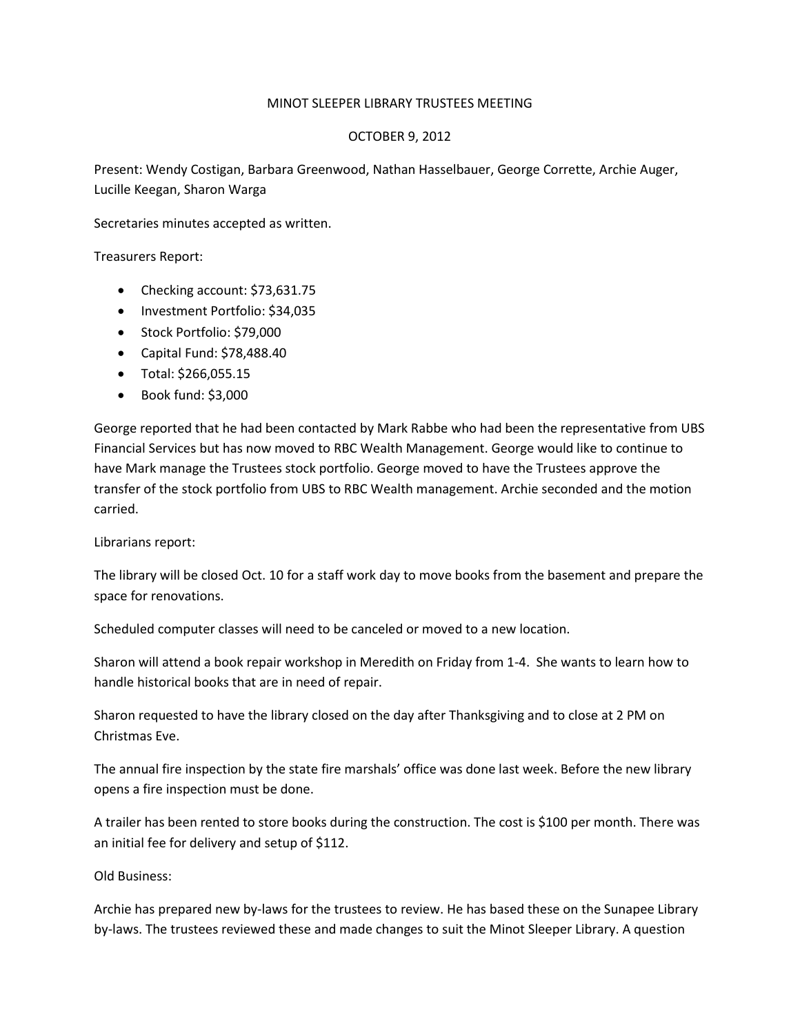# MINOT SLEEPER LIBRARY TRUSTEES MEETING

## OCTOBER 9, 2012

Present: Wendy Costigan, Barbara Greenwood, Nathan Hasselbauer, George Corrette, Archie Auger, Lucille Keegan, Sharon Warga

Secretaries minutes accepted as written.

Treasurers Report:

- Checking account: $73,631.75
- Investment Portfolio: $34,035
- Stock Portfolio: $79,000
- Capital Fund: $78,488.40
- Total: $266,055.15
- Book fund: $3,000

George reported that he had been contacted by Mark Rabbe who had been the representative from UBS Financial Services but has now moved to RBC Wealth Management. George would like to continue to have Mark manage the Trustees stock portfolio. George moved to have the Trustees approve the transfer of the stock portfolio from UBS to RBC Wealth management. Archie seconded and the motion carried.

Librarians report:

The library will be closed Oct. 10 for a staff work day to move books from the basement and prepare the space for renovations.

Scheduled computer classes will need to be canceled or moved to a new location.

Sharon will attend a book repair workshop in Meredith on Friday from 1-4. She wants to learn how to handle historical books that are in need of repair.

Sharon requested to have the library closed on the day after Thanksgiving and to close at 2 PM on Christmas Eve.

The annual fire inspection by the state fire marshals' office was done last week. Before the new library opens a fire inspection must be done.

A trailer has been rented to store books during the construction. The cost is $100 per month. There was an initial fee for delivery and setup of $112.

Old Business:

Archie has prepared new by-laws for the trustees to review. He has based these on the Sunapee Library by-laws. The trustees reviewed these and made changes to suit the Minot Sleeper Library. A question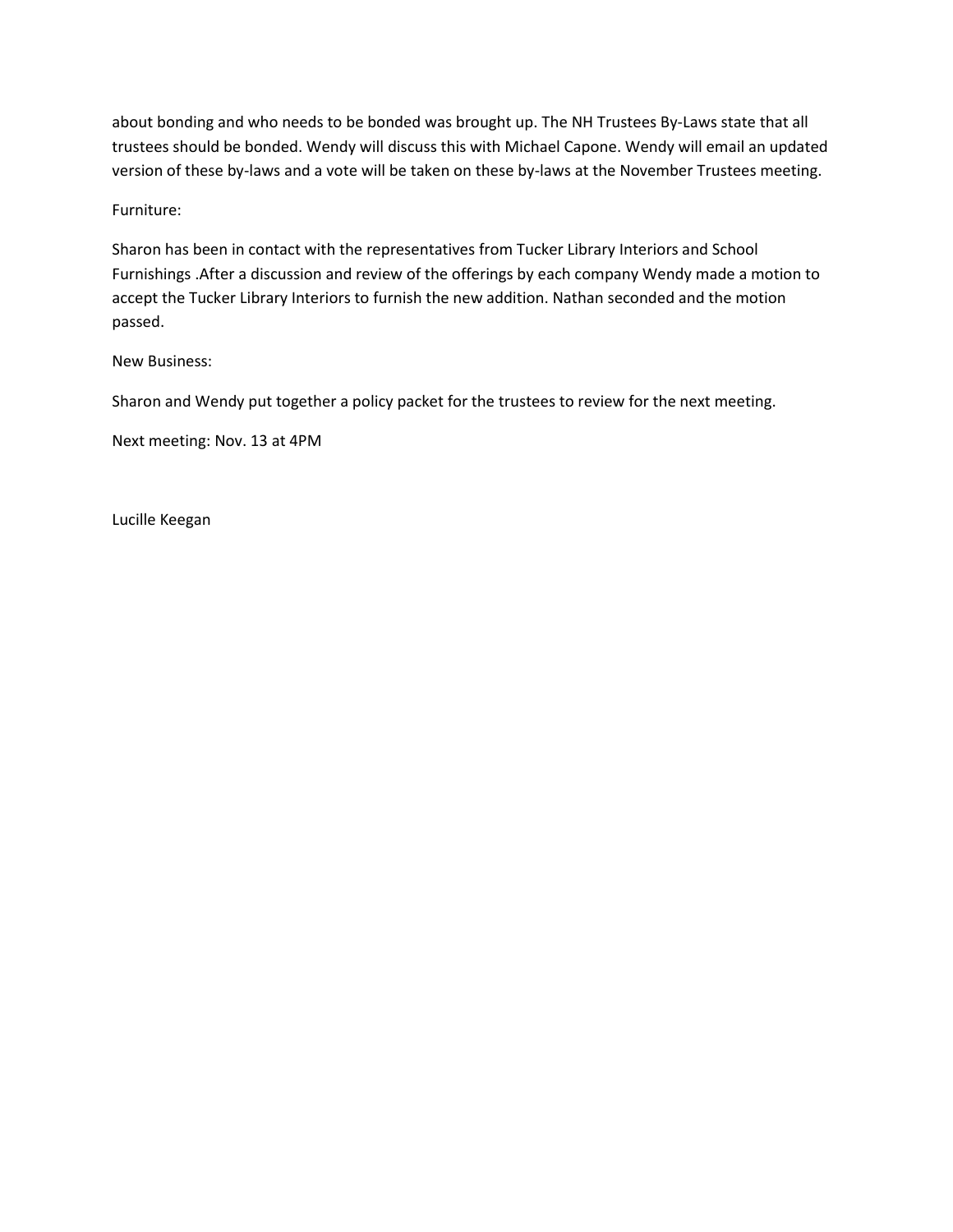about bonding and who needs to be bonded was brought up. The NH Trustees By-Laws state that all trustees should be bonded. Wendy will discuss this with Michael Capone. Wendy will email an updated version of these by-laws and a vote will be taken on these by-laws at the November Trustees meeting.

Furniture:

Sharon has been in contact with the representatives from Tucker Library Interiors and School Furnishings .After a discussion and review of the offerings by each company Wendy made a motion to accept the Tucker Library Interiors to furnish the new addition. Nathan seconded and the motion passed.

New Business:

Sharon and Wendy put together a policy packet for the trustees to review for the next meeting.

Next meeting: Nov. 13 at 4PM

Lucille Keegan